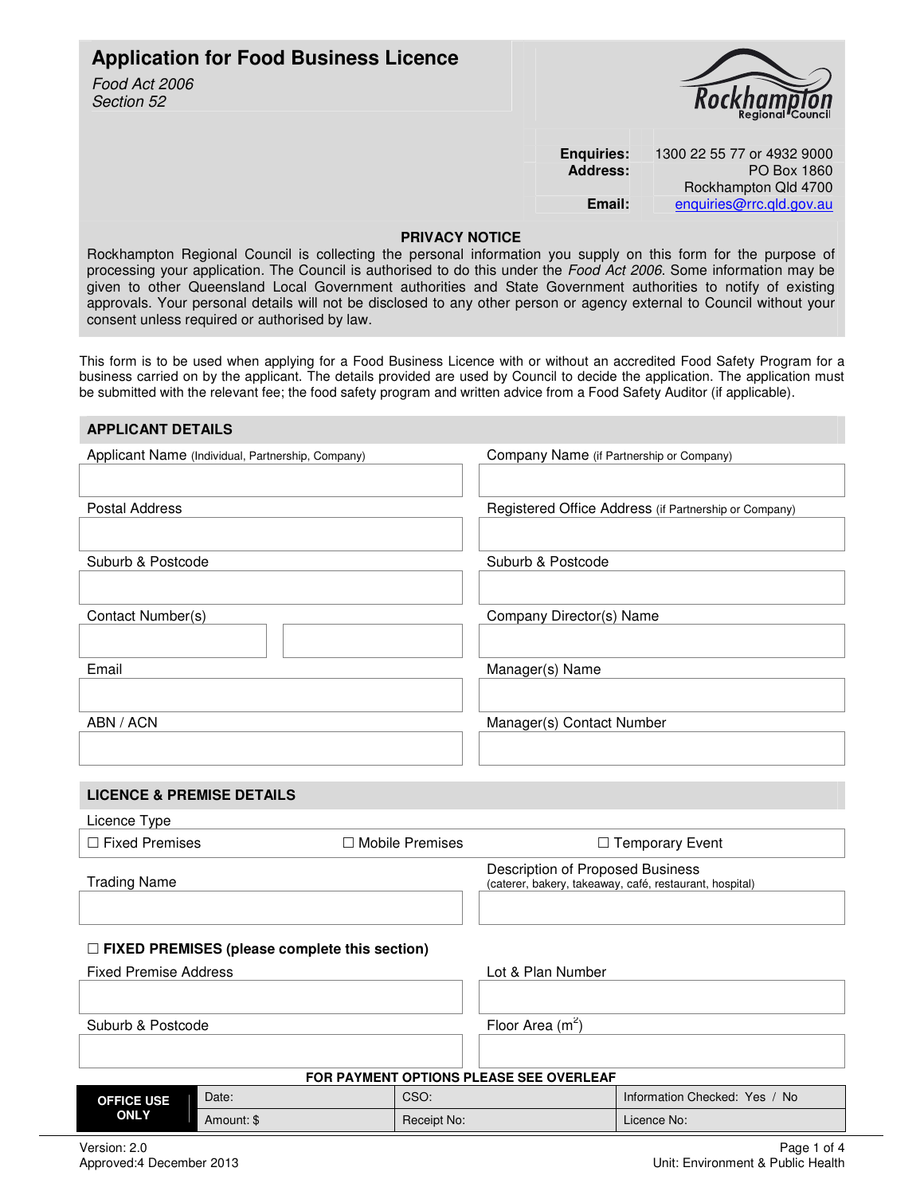# Application for Food Business Licence

*Food Act 2006*
*Section 52*

Rockhampton Regional Council

**Enquiries:** 1300 22 55 77 or 4932 9000
**Address:** PO Box 1860
Rockhampton Qld 4700
**Email:** enquiries@rrc.qld.gov.au

**PRIVACY NOTICE**

Rockhampton Regional Council is collecting the personal information you supply on this form for the purpose of processing your application. The Council is authorised to do this under the *Food Act 2006*. Some information may be given to other Queensland Local Government authorities and State Government authorities to notify of existing approvals. Your personal details will not be disclosed to any other person or agency external to Council without your consent unless required or authorised by law.

This form is to be used when applying for a Food Business Licence with or without an accredited Food Safety Program for a business carried on by the applicant. The details provided are used by Council to decide the application. The application must be submitted with the relevant fee; the food safety program and written advice from a Food Safety Auditor (if applicable).

## APPLICANT DETAILS

| | |
|---|---|
| Applicant Name (Individual, Partnership, Company) | Company Name (if Partnership or Company) |
| | |
| Postal Address | Registered Office Address (if Partnership or Company) |
| | |
| Suburb & Postcode | Suburb & Postcode |
| | |
| Contact Number(s) | Company Director(s) Name |
| | |
| Email | Manager(s) Name |
| | |
| ABN / ACN | Manager(s) Contact Number |
| | |

## LICENCE & PREMISE DETAILS

Licence Type

| | | |
|---|---|---|
| ☐ Fixed Premises | ☐ Mobile Premises | ☐ Temporary Event |

| | |
|---|---|
| Trading Name | Description of Proposed Business (caterer, bakery, takeaway, café, restaurant, hospital) |
| | |

**☐ FIXED PREMISES (please complete this section)**

| | |
|---|---|
| Fixed Premise Address | Lot & Plan Number |
| | |
| Suburb & Postcode | Floor Area ($m^2$) |
| | |

**FOR PAYMENT OPTIONS PLEASE SEE OVERLEAF**

| OFFICE USE ONLY | Date: | CSO: | Information Checked: Yes / No |
|---|---|---|---|
| | Amount: $ | Receipt No: | Licence No: |

Version: 2.0
Approved:4 December 2013

Unit: Environment & Public Health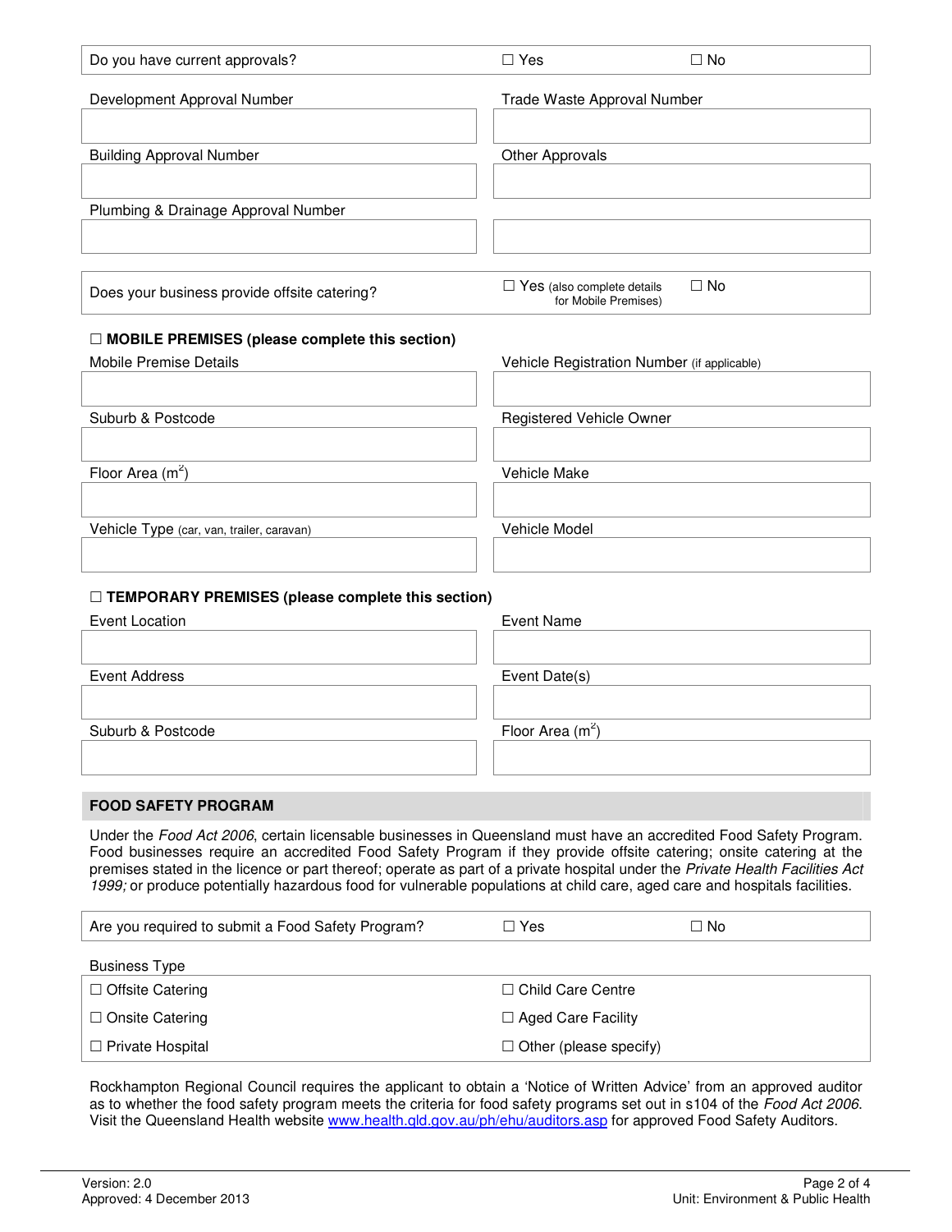| Do you have current approvals? | ☐ Yes | ☐ No |
|---|---|---|

| Development Approval Number | Trade Waste Approval Number |
|---|---|
| | |
| **Building Approval Number** | **Other Approvals** |
| | |
| **Plumbing & Drainage Approval Number** | |
| | |

| Does your business provide offsite catering? | ☐ Yes (also complete details for Mobile Premises) | ☐ No |
|---|---|---|

**☐ MOBILE PREMISES (please complete this section)**

| Mobile Premise Details | Vehicle Registration Number (if applicable) |
|---|---|
| | |
| **Suburb & Postcode** | **Registered Vehicle Owner** |
| | |
| **Floor Area ($m^2$)** | **Vehicle Make** |
| | |
| **Vehicle Type** (car, van, trailer, caravan) | **Vehicle Model** |
| | |

**☐ TEMPORARY PREMISES (please complete this section)**

| Event Location | Event Name |
|---|---|
| | |
| **Event Address** | **Event Date(s)** |
| | |
| **Suburb & Postcode** | **Floor Area ($m^2$)** |
| | |

## FOOD SAFETY PROGRAM

Under the *Food Act 2006*, certain licensable businesses in Queensland must have an accredited Food Safety Program. Food businesses require an accredited Food Safety Program if they provide offsite catering; onsite catering at the premises stated in the licence or part thereof; operate as part of a private hospital under the *Private Health Facilities Act 1999;* or produce potentially hazardous food for vulnerable populations at child care, aged care and hospitals facilities.

| Are you required to submit a Food Safety Program? | ☐ Yes | ☐ No |
|---|---|---|

Business Type

| | |
|---|---|
| ☐ Offsite Catering | ☐ Child Care Centre |
| ☐ Onsite Catering | ☐ Aged Care Facility |
| ☐ Private Hospital | ☐ Other (please specify) |

Rockhampton Regional Council requires the applicant to obtain a 'Notice of Written Advice' from an approved auditor as to whether the food safety program meets the criteria for food safety programs set out in s104 of the *Food Act 2006*. Visit the Queensland Health website [www.health.qld.gov.au/ph/ehu/auditors.asp](http://www.health.qld.gov.au/ph/ehu/auditors.asp) for approved Food Safety Auditors.

Version: 2.0
Approved: 4 December 2013

Unit: Environment & Public Health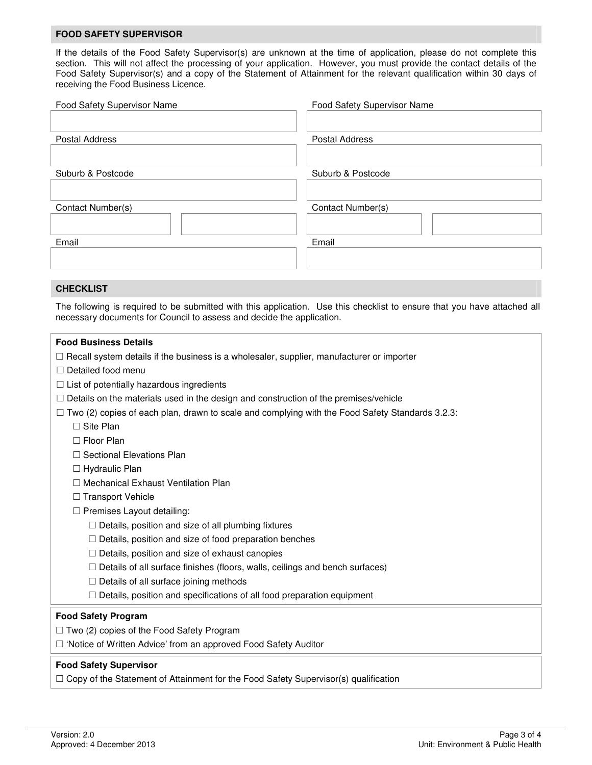## FOOD SAFETY SUPERVISOR

If the details of the Food Safety Supervisor(s) are unknown at the time of application, please do not complete this section. This will not affect the processing of your application. However, you must provide the contact details of the Food Safety Supervisor(s) and a copy of the Statement of Attainment for the relevant qualification within 30 days of receiving the Food Business Licence.

| Food Safety Supervisor Name | Food Safety Supervisor Name |
|---|---|
| | |
| **Postal Address** | **Postal Address** |
| | |
| **Suburb & Postcode** | **Suburb & Postcode** |
| | |
| **Contact Number(s)** | **Contact Number(s)** |
| | |
| **Email** | **Email** |
| | |

## CHECKLIST

The following is required to be submitted with this application. Use this checklist to ensure that you have attached all necessary documents for Council to assess and decide the application.

**Food Business Details**

- ☐ Recall system details if the business is a wholesaler, supplier, manufacturer or importer
- ☐ Detailed food menu
- ☐ List of potentially hazardous ingredients
- ☐ Details on the materials used in the design and construction of the premises/vehicle
- ☐ Two (2) copies of each plan, drawn to scale and complying with the Food Safety Standards 3.2.3:
  - ☐ Site Plan
  - ☐ Floor Plan
  - ☐ Sectional Elevations Plan
  - ☐ Hydraulic Plan
  - ☐ Mechanical Exhaust Ventilation Plan
  - ☐ Transport Vehicle
  - ☐ Premises Layout detailing:
    - ☐ Details, position and size of all plumbing fixtures
    - ☐ Details, position and size of food preparation benches
    - ☐ Details, position and size of exhaust canopies
    - ☐ Details of all surface finishes (floors, walls, ceilings and bench surfaces)
    - ☐ Details of all surface joining methods
    - ☐ Details, position and specifications of all food preparation equipment

**Food Safety Program**

- ☐ Two (2) copies of the Food Safety Program
- ☐ 'Notice of Written Advice' from an approved Food Safety Auditor

**Food Safety Supervisor**

- ☐ Copy of the Statement of Attainment for the Food Safety Supervisor(s) qualification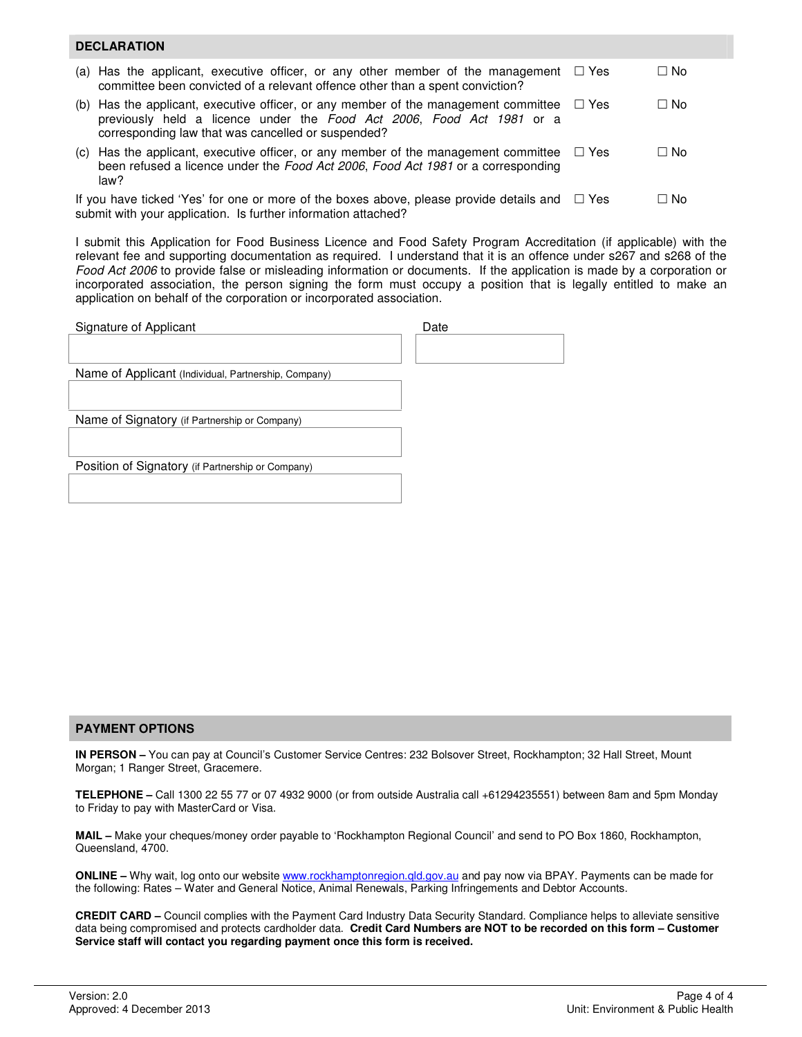## DECLARATION

| | | |
|---|---|---|
| (a) Has the applicant, executive officer, or any other member of the management committee been convicted of a relevant offence other than a spent conviction? | ☐ Yes | ☐ No |
| (b) Has the applicant, executive officer, or any member of the management committee previously held a licence under the *Food Act 2006*, *Food Act 1981* or a corresponding law that was cancelled or suspended? | ☐ Yes | ☐ No |
| (c) Has the applicant, executive officer, or any member of the management committee been refused a licence under the *Food Act 2006*, *Food Act 1981* or a corresponding law? | ☐ Yes | ☐ No |
| If you have ticked 'Yes' for one or more of the boxes above, please provide details and submit with your application. Is further information attached? | ☐ Yes | ☐ No |

I submit this Application for Food Business Licence and Food Safety Program Accreditation (if applicable) with the relevant fee and supporting documentation as required. I understand that it is an offence under s267 and s268 of the *Food Act 2006* to provide false or misleading information or documents. If the application is made by a corporation or incorporated association, the person signing the form must occupy a position that is legally entitled to make an application on behalf of the corporation or incorporated association.

| Signature of Applicant | Date |
|---|---|
| | |

Name of Applicant (Individual, Partnership, Company)

Name of Signatory (if Partnership or Company)

Position of Signatory (if Partnership or Company)

## PAYMENT OPTIONS

**IN PERSON –** You can pay at Council's Customer Service Centres: 232 Bolsover Street, Rockhampton; 32 Hall Street, Mount Morgan; 1 Ranger Street, Gracemere.

**TELEPHONE –** Call 1300 22 55 77 or 07 4932 9000 (or from outside Australia call +61294235551) between 8am and 5pm Monday to Friday to pay with MasterCard or Visa.

**MAIL –** Make your cheques/money order payable to 'Rockhampton Regional Council' and send to PO Box 1860, Rockhampton, Queensland, 4700.

**ONLINE –** Why wait, log onto our website www.rockhamptonregion.qld.gov.au and pay now via BPAY. Payments can be made for the following: Rates – Water and General Notice, Animal Renewals, Parking Infringements and Debtor Accounts.

**CREDIT CARD –** Council complies with the Payment Card Industry Data Security Standard. Compliance helps to alleviate sensitive data being compromised and protects cardholder data. **Credit Card Numbers are NOT to be recorded on this form – Customer Service staff will contact you regarding payment once this form is received.**

Version: 2.0
Approved: 4 December 2013

Unit: Environment & Public Health